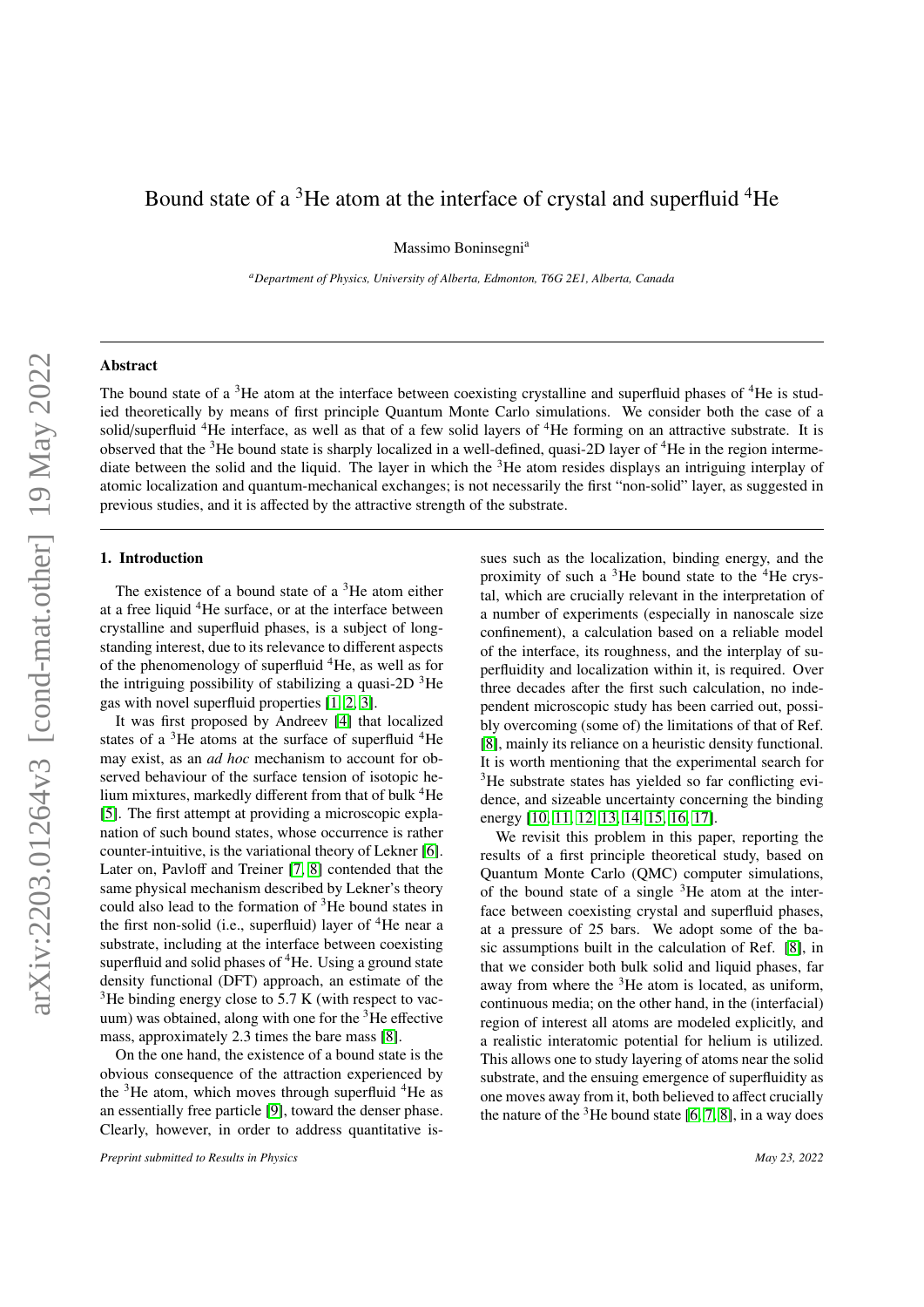# Bound state of a $^3$He atom at the interface of crystal and superfluid $^4$He

Massimo Boninsegni[a]

[a] *Department of Physics, University of Alberta, Edmonton, T6G 2E1, Alberta, Canada*

---

### Abstract

The bound state of a $^3$He atom at the interface between coexisting crystalline and superfluid phases of $^4$He is studied theoretically by means of first principle Quantum Monte Carlo simulations. We consider both the case of a solid/superfluid $^4$He interface, as well as that of a few solid layers of $^4$He forming on an attractive substrate. It is observed that the $^3$He bound state is sharply localized in a well-defined, quasi-2D layer of $^4$He in the region intermediate between the solid and the liquid. The layer in which the $^3$He atom resides displays an intriguing interplay of atomic localization and quantum-mechanical exchanges; is not necessarily the first "non-solid" layer, as suggested in previous studies, and it is affected by the attractive strength of the substrate.

---

## 1. Introduction

The existence of a bound state of a $^3$He atom either at a free liquid $^4$He surface, or at the interface between crystalline and superfluid phases, is a subject of longstanding interest, due to its relevance to different aspects of the phenomenology of superfluid $^4$He, as well as for the intriguing possibility of stabilizing a quasi-2D $^3$He gas with novel superfluid properties [1, 2, 3].

It was first proposed by Andreev [4] that localized states of a $^3$He atoms at the surface of superfluid $^4$He may exist, as an *ad hoc* mechanism to account for observed behaviour of the surface tension of isotopic helium mixtures, markedly different from that of bulk $^4$He [5]. The first attempt at providing a microscopic explanation of such bound states, whose occurrence is rather counter-intuitive, is the variational theory of Lekner [6]. Later on, Pavloff and Treiner [7, 8] contended that the same physical mechanism described by Lekner's theory could also lead to the formation of $^3$He bound states in the first non-solid (i.e., superfluid) layer of $^4$He near a substrate, including at the interface between coexisting superfluid and solid phases of $^4$He. Using a ground state density functional (DFT) approach, an estimate of the $^3$He binding energy close to 5.7 K (with respect to vacuum) was obtained, along with one for the $^3$He effective mass, approximately 2.3 times the bare mass [8].

On the one hand, the existence of a bound state is the obvious consequence of the attraction experienced by the $^3$He atom, which moves through superfluid $^4$He as an essentially free particle [9], toward the denser phase. Clearly, however, in order to address quantitative issues such as the localization, binding energy, and the proximity of such a $^3$He bound state to the $^4$He crystal, which are crucially relevant in the interpretation of a number of experiments (especially in nanoscale size confinement), a calculation based on a reliable model of the interface, its roughness, and the interplay of superfluidity and localization within it, is required. Over three decades after the first such calculation, no independent microscopic study has been carried out, possibly overcoming (some of) the limitations of that of Ref. [8], mainly its reliance on a heuristic density functional. It is worth mentioning that the experimental search for $^3$He substrate states has yielded so far conflicting evidence, and sizeable uncertainty concerning the binding energy [10, 11, 12, 13, 14, 15, 16, 17].

We revisit this problem in this paper, reporting the results of a first principle theoretical study, based on Quantum Monte Carlo (QMC) computer simulations, of the bound state of a single $^3$He atom at the interface between coexisting crystal and superfluid phases, at a pressure of 25 bars. We adopt some of the basic assumptions built in the calculation of Ref. [8], in that we consider both bulk solid and liquid phases, far away from where the $^3$He atom is located, as uniform, continuous media; on the other hand, in the (interfacial) region of interest all atoms are modeled explicitly, and a realistic interatomic potential for helium is utilized. This allows one to study layering of atoms near the solid substrate, and the ensuing emergence of superfluidity as one moves away from it, both believed to affect crucially the nature of the $^3$He bound state [6, 7, 8], in a way does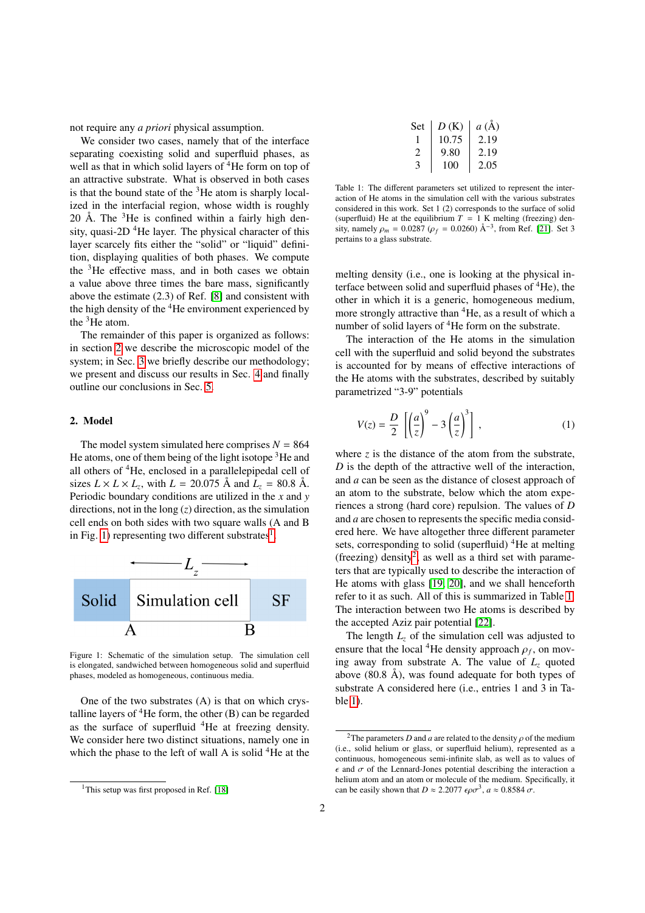not require any *a priori* physical assumption.

We consider two cases, namely that of the interface separating coexisting solid and superfluid phases, as well as that in which solid layers of $^4$He form on top of an attractive substrate. What is observed in both cases is that the bound state of the $^3$He atom is sharply localized in the interfacial region, whose width is roughly 20 Å. The $^3$He is confined within a fairly high density, quasi-2D $^4$He layer. The physical character of this layer scarcely fits either the "solid" or "liquid" definition, displaying qualities of both phases. We compute the $^3$He effective mass, and in both cases we obtain a value above three times the bare mass, significantly above the estimate (2.3) of Ref. [8] and consistent with the high density of the $^4$He environment experienced by the $^3$He atom.

The remainder of this paper is organized as follows: in section 2 we describe the microscopic model of the system; in Sec. 3 we briefly describe our methodology; we present and discuss our results in Sec. 4 and finally outline our conclusions in Sec. 5.

## 2. Model

The model system simulated here comprises $N = 864$ He atoms, one of them being of the light isotope $^3$He and all others of $^4$He, enclosed in a parallelepipedal cell of sizes $L \times L \times L_z$, with $L = 20.075$ Å and $L_z = 80.8$ Å. Periodic boundary conditions are utilized in the $x$ and $y$ directions, not in the long ($z$) direction, as the simulation cell ends on both sides with two square walls (A and B in Fig. 1) representing two different substrates[1].

Solid | Simulation cell | SF (A, B; $L_z$)

Figure 1: Schematic of the simulation setup. The simulation cell is elongated, sandwiched between homogeneous solid and superfluid phases, modeled as homogeneous, continuous media.

One of the two substrates (A) is that on which crystalline layers of $^4$He form, the other (B) can be regarded as the surface of superfluid $^4$He at freezing density. We consider here two distinct situations, namely one in which the phase to the left of wall A is solid $^4$He at the melting density (i.e., one is looking at the physical interface between solid and superfluid phases of $^4$He), the other in which it is a generic, homogeneous medium, more strongly attractive than $^4$He, as a result of which a number of solid layers of $^4$He form on the substrate.

| Set | $D$ (K) | $a$ (Å) |
|---|---|---|
| 1 | 10.75 | 2.19 |
| 2 | 9.80 | 2.19 |
| 3 | 100 | 2.05 |

Table 1: The different parameters set utilized to represent the interaction of He atoms in the simulation cell with the various substrates considered in this work. Set 1 (2) corresponds to the surface of solid (superfluid) He at the equilibrium $T = 1$ K melting (freezing) density, namely $\rho_m = 0.0287$ ($\rho_f = 0.0260$) Å$^{-3}$, from Ref. [21]. Set 3 pertains to a glass substrate.

The interaction of the He atoms in the simulation cell with the superfluid and solid beyond the substrates is accounted for by means of effective interactions of the He atoms with the substrates, described by suitably parametrized "3-9" potentials

$$V(z) = \frac{D}{2}\left[\left(\frac{a}{z}\right)^9 - 3\left(\frac{a}{z}\right)^3\right], \tag{1}$$

where $z$ is the distance of the atom from the substrate, $D$ is the depth of the attractive well of the interaction, and $a$ can be seen as the distance of closest approach of an atom to the substrate, below which the atom experiences a strong (hard core) repulsion. The values of $D$ and $a$ are chosen to represents the specific media considered here. We have altogether three different parameter sets, corresponding to solid (superfluid) $^4$He at melting (freezing) density[2], as well as a third set with parameters that are typically used to describe the interaction of He atoms with glass [19, 20], and we shall henceforth refer to it as such. All of this is summarized in Table 1. The interaction between two He atoms is described by the accepted Aziz pair potential [22].

The length $L_z$ of the simulation cell was adjusted to ensure that the local $^4$He density approach $\rho_f$, on moving away from substrate A. The value of $L_z$ quoted above (80.8 Å), was found adequate for both types of substrate A considered here (i.e., entries 1 and 3 in Table 1).

[1]This setup was first proposed in Ref. [18]

[2]The parameters $D$ and $a$ are related to the density $\rho$ of the medium (i.e., solid helium or glass, or superfluid helium), represented as a continuous, homogeneous semi-infinite slab, as well as to values of $\epsilon$ and $\sigma$ of the Lennard-Jones potential describing the interaction a helium atom and an atom or molecule of the medium. Specifically, it can be easily shown that $D \approx 2.2077\ \epsilon\rho\sigma^3$, $a \approx 0.8584\ \sigma$.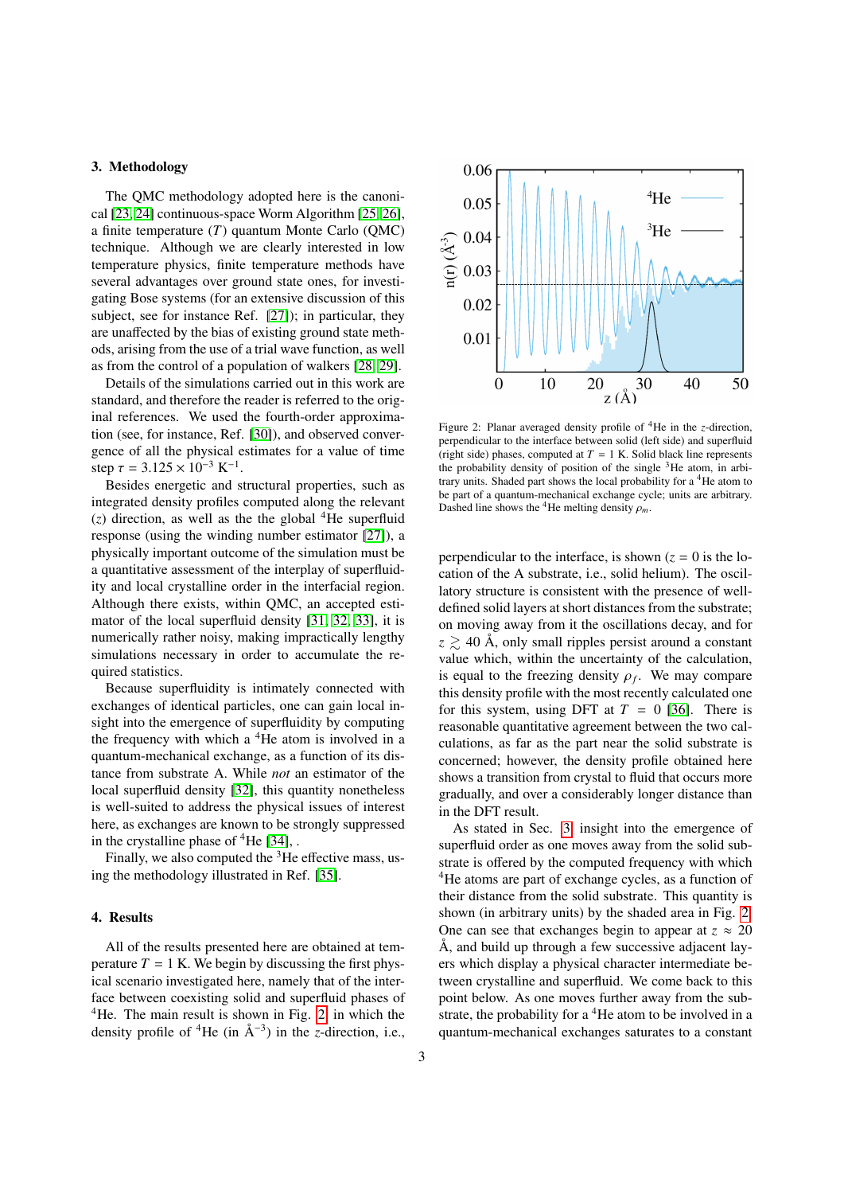## 3. Methodology

The QMC methodology adopted here is the canonical [23, 24] continuous-space Worm Algorithm [25, 26], a finite temperature ($T$) quantum Monte Carlo (QMC) technique. Although we are clearly interested in low temperature physics, finite temperature methods have several advantages over ground state ones, for investigating Bose systems (for an extensive discussion of this subject, see for instance Ref. [27]); in particular, they are unaffected by the bias of existing ground state methods, arising from the use of a trial wave function, as well as from the control of a population of walkers [28, 29].

Details of the simulations carried out in this work are standard, and therefore the reader is referred to the original references. We used the fourth-order approximation (see, for instance, Ref. [30]), and observed convergence of all the physical estimates for a value of time step $\tau = 3.125 \times 10^{-3}$ K$^{-1}$.

Besides energetic and structural properties, such as integrated density profiles computed along the relevant ($z$) direction, as well as the the global $^4$He superfluid response (using the winding number estimator [27]), a physically important outcome of the simulation must be a quantitative assessment of the interplay of superfluidity and local crystalline order in the interfacial region. Although there exists, within QMC, an accepted estimator of the local superfluid density [31, 32, 33], it is numerically rather noisy, making impractically lengthy simulations necessary in order to accumulate the required statistics.

Because superfluidity is intimately connected with exchanges of identical particles, one can gain local insight into the emergence of superfluidity by computing the frequency with which a $^4$He atom is involved in a quantum-mechanical exchange, as a function of its distance from substrate A. While *not* an estimator of the local superfluid density [32], this quantity nonetheless is well-suited to address the physical issues of interest here, as exchanges are known to be strongly suppressed in the crystalline phase of $^4$He [34], .

Finally, we also computed the $^3$He effective mass, using the methodology illustrated in Ref. [35].

## 4. Results

All of the results presented here are obtained at temperature $T = 1$ K. We begin by discussing the first physical scenario investigated here, namely that of the interface between coexisting solid and superfluid phases of $^4$He. The main result is shown in Fig. 2, in which the density profile of $^4$He (in Å$^{-3}$) in the $z$-direction, i.e., perpendicular to the interface, is shown ($z = 0$ is the location of the A substrate, i.e., solid helium). The oscillatory structure is consistent with the presence of well-defined solid layers at short distances from the substrate; on moving away from it the oscillations decay, and for $z \gtrsim 40$ Å, only small ripples persist around a constant value which, within the uncertainty of the calculation, is equal to the freezing density $\rho_f$. We may compare this density profile with the most recently calculated one for this system, using DFT at $T = 0$ [36]. There is reasonable quantitative agreement between the two calculations, as far as the part near the solid substrate is concerned; however, the density profile obtained here shows a transition from crystal to fluid that occurs more gradually, and over a considerably longer distance than in the DFT result.

Figure 2: Planar averaged density profile of $^4$He in the $z$-direction, perpendicular to the interface between solid (left side) and superfluid (right side) phases, computed at $T = 1$ K. Solid black line represents the probability density of position of the single $^3$He atom, in arbitrary units. Shaded part shows the local probability for a $^4$He atom to be part of a quantum-mechanical exchange cycle; units are arbitrary. Dashed line shows the $^4$He melting density $\rho_m$.

As stated in Sec. 3, insight into the emergence of superfluid order as one moves away from the solid substrate is offered by the computed frequency with which $^4$He atoms are part of exchange cycles, as a function of their distance from the solid substrate. This quantity is shown (in arbitrary units) by the shaded area in Fig. 2. One can see that exchanges begin to appear at $z \approx 20$ Å, and build up through a few successive adjacent layers which display a physical character intermediate between crystalline and superfluid. We come back to this point below. As one moves further away from the substrate, the probability for a $^4$He atom to be involved in a quantum-mechanical exchanges saturates to a constant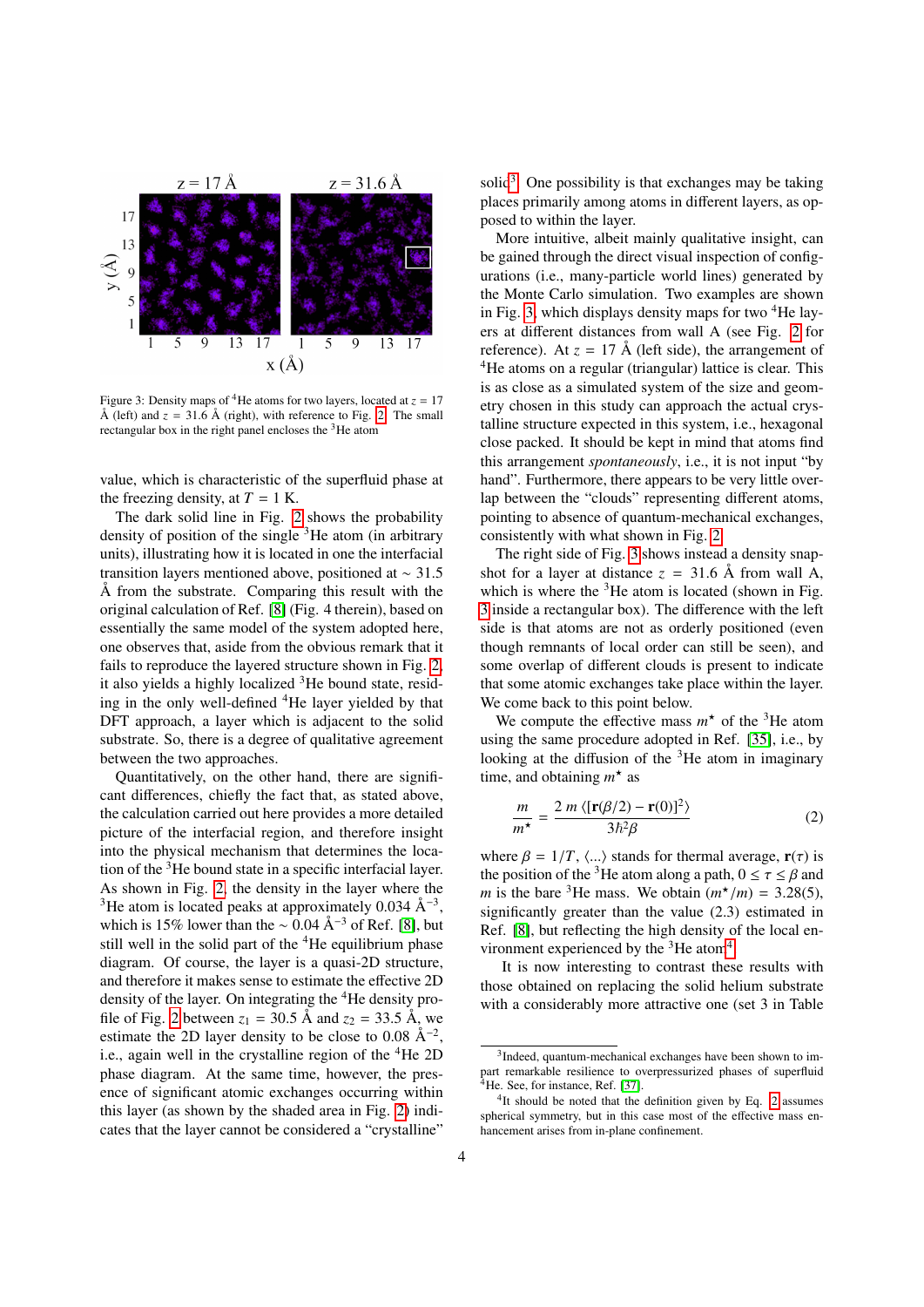Figure 3: Density maps of $^4$He atoms for two layers, located at $z = 17$ Å (left) and $z = 31.6$ Å (right), with reference to Fig. 2. The small rectangular box in the right panel encloses the $^3$He atom

value, which is characteristic of the superfluid phase at the freezing density, at $T = 1$ K.

The dark solid line in Fig. 2 shows the probability density of position of the single $^3$He atom (in arbitrary units), illustrating how it is located in one the interfacial transition layers mentioned above, positioned at $\sim 31.5$ Å from the substrate. Comparing this result with the original calculation of Ref. [8] (Fig. 4 therein), based on essentially the same model of the system adopted here, one observes that, aside from the obvious remark that it fails to reproduce the layered structure shown in Fig. 2, it also yields a highly localized $^3$He bound state, residing in the only well-defined $^4$He layer yielded by that DFT approach, a layer which is adjacent to the solid substrate. So, there is a degree of qualitative agreement between the two approaches.

Quantitatively, on the other hand, there are significant differences, chiefly the fact that, as stated above, the calculation carried out here provides a more detailed picture of the interfacial region, and therefore insight into the physical mechanism that determines the location of the $^3$He bound state in a specific interfacial layer. As shown in Fig. 2, the density in the layer where the $^3$He atom is located peaks at approximately 0.034 Å$^{-3}$, which is 15% lower than the $\sim 0.04$ Å$^{-3}$ of Ref. [8], but still well in the solid part of the $^4$He equilibrium phase diagram. Of course, the layer is a quasi-2D structure, and therefore it makes sense to estimate the effective 2D density of the layer. On integrating the $^4$He density profile of Fig. 2 between $z_1 = 30.5$ Å and $z_2 = 33.5$ Å, we estimate the 2D layer density to be close to 0.08 Å$^{-2}$, i.e., again well in the crystalline region of the $^4$He 2D phase diagram. At the same time, however, the presence of significant atomic exchanges occurring within this layer (as shown by the shaded area in Fig. 2) indicates that the layer cannot be considered a "crystalline" solid[3]. One possibility is that exchanges may be taking places primarily among atoms in different layers, as opposed to within the layer.

More intuitive, albeit mainly qualitative insight, can be gained through the direct visual inspection of configurations (i.e., many-particle world lines) generated by the Monte Carlo simulation. Two examples are shown in Fig. 3, which displays density maps for two $^4$He layers at different distances from wall A (see Fig. 2 for reference). At $z = 17$ Å (left side), the arrangement of $^4$He atoms on a regular (triangular) lattice is clear. This is as close as a simulated system of the size and geometry chosen in this study can approach the actual crystalline structure expected in this system, i.e., hexagonal close packed. It should be kept in mind that atoms find this arrangement *spontaneously*, i.e., it is not input "by hand". Furthermore, there appears to be very little overlap between the "clouds" representing different atoms, pointing to absence of quantum-mechanical exchanges, consistently with what shown in Fig. 2.

The right side of Fig. 3 shows instead a density snapshot for a layer at distance $z = 31.6$ Å from wall A, which is where the $^3$He atom is located (shown in Fig. 3 inside a rectangular box). The difference with the left side is that atoms are not as orderly positioned (even though remnants of local order can still be seen), and some overlap of different clouds is present to indicate that some atomic exchanges take place within the layer. We come back to this point below.

We compute the effective mass $m^\star$ of the $^3$He atom using the same procedure adopted in Ref. [35], i.e., by looking at the diffusion of the $^3$He atom in imaginary time, and obtaining $m^\star$ as

$$\frac{m}{m^\star} = \frac{2\, m\, \langle [\mathbf{r}(\beta/2) - \mathbf{r}(0)]^2 \rangle}{3\hbar^2\beta} \qquad (2)$$

where $\beta = 1/T$, $\langle ... \rangle$ stands for thermal average, $\mathbf{r}(\tau)$ is the position of the $^3$He atom along a path, $0 \leq \tau \leq \beta$ and $m$ is the bare $^3$He mass. We obtain $(m^\star/m) = 3.28(5)$, significantly greater than the value (2.3) estimated in Ref. [8], but reflecting the high density of the local environment experienced by the $^3$He atom[4].

It is now interesting to contrast these results with those obtained on replacing the solid helium substrate with a considerably more attractive one (set 3 in Table

[3] Indeed, quantum-mechanical exchanges have been shown to impart remarkable resilience to overpressurized phases of superfluid $^4$He. See, for instance, Ref. [37].

[4] It should be noted that the definition given by Eq. 2 assumes spherical symmetry, but in this case most of the effective mass enhancement arises from in-plane confinement.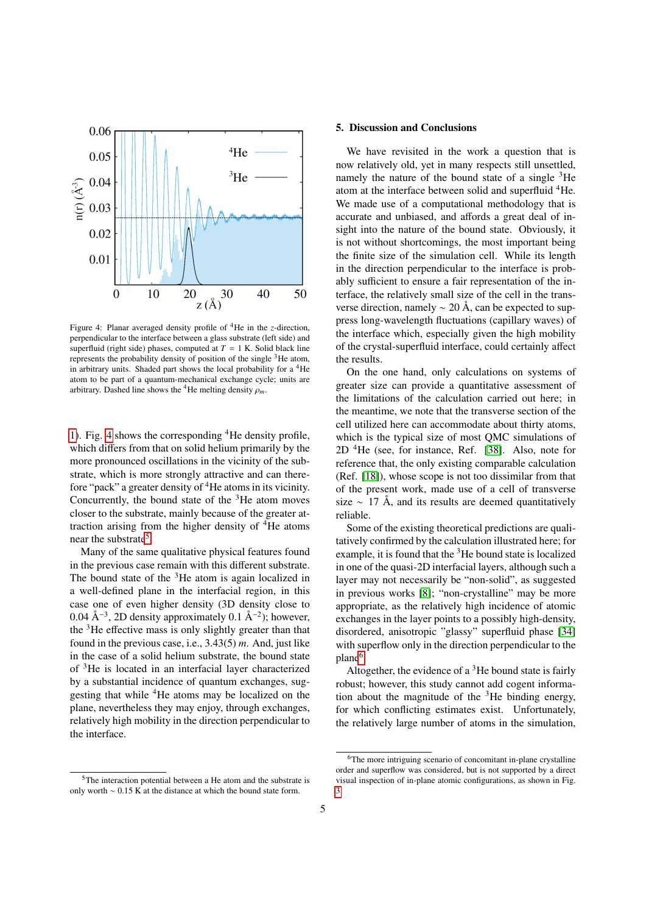Figure 4: Planar averaged density profile of $^4$He in the $z$-direction, perpendicular to the interface between a glass substrate (left side) and superfluid (right side) phases, computed at $T = 1$ K. Solid black line represents the probability density of position of the single $^3$He atom, in arbitrary units. Shaded part shows the local probability for a $^4$He atom to be part of a quantum-mechanical exchange cycle; units are arbitrary. Dashed line shows the $^4$He melting density $\rho_m$.

1). Fig. 4 shows the corresponding $^4$He density profile, which differs from that on solid helium primarily by the more pronounced oscillations in the vicinity of the substrate, which is more strongly attractive and can therefore "pack" a greater density of $^4$He atoms in its vicinity. Concurrently, the bound state of the $^3$He atom moves closer to the substrate, mainly because of the greater attraction arising from the higher density of $^4$He atoms near the substrate[5].

Many of the same qualitative physical features found in the previous case remain with this different substrate. The bound state of the $^3$He atom is again localized in a well-defined plane in the interfacial region, in this case one of even higher density (3D density close to 0.04 Å$^{-3}$, 2D density approximately 0.1 Å$^{-2}$); however, the $^3$He effective mass is only slightly greater than that found in the previous case, i.e., 3.43(5) $m$. And, just like in the case of a solid helium substrate, the bound state of $^3$He is located in an interfacial layer characterized by a substantial incidence of quantum exchanges, suggesting that while $^4$He atoms may be localized on the plane, nevertheless they may enjoy, through exchanges, relatively high mobility in the direction perpendicular to the interface.

[5] The interaction potential between a He atom and the substrate is only worth ~ 0.15 K at the distance at which the bound state form.

## 5. Discussion and Conclusions

We have revisited in the work a question that is now relatively old, yet in many respects still unsettled, namely the nature of the bound state of a single $^3$He atom at the interface between solid and superfluid $^4$He. We made use of a computational methodology that is accurate and unbiased, and affords a great deal of insight into the nature of the bound state. Obviously, it is not without shortcomings, the most important being the finite size of the simulation cell. While its length in the direction perpendicular to the interface is probably sufficient to ensure a fair representation of the interface, the relatively small size of the cell in the transverse direction, namely ~ 20 Å, can be expected to suppress long-wavelength fluctuations (capillary waves) of the interface which, especially given the high mobility of the crystal-superfluid interface, could certainly affect the results.

On the one hand, only calculations on systems of greater size can provide a quantitative assessment of the limitations of the calculation carried out here; in the meantime, we note that the transverse section of the cell utilized here can accommodate about thirty atoms, which is the typical size of most QMC simulations of 2D $^4$He (see, for instance, Ref. [38]). Also, note for reference that, the only existing comparable calculation (Ref. [18]), whose scope is not too dissimilar from that of the present work, made use of a cell of transverse size ~ 17 Å, and its results are deemed quantitatively reliable.

Some of the existing theoretical predictions are qualitatively confirmed by the calculation illustrated here; for example, it is found that the $^3$He bound state is localized in one of the quasi-2D interfacial layers, although such a layer may not necessarily be "non-solid", as suggested in previous works [8]; "non-crystalline" may be more appropriate, as the relatively high incidence of atomic exchanges in the layer points to a possibly high-density, disordered, anisotropic "glassy" superfluid phase [34] with superflow only in the direction perpendicular to the plane[6].

Altogether, the evidence of a $^3$He bound state is fairly robust; however, this study cannot add cogent information about the magnitude of the $^3$He binding energy, for which conflicting estimates exist. Unfortunately, the relatively large number of atoms in the simulation,

[6] The more intriguing scenario of concomitant in-plane crystalline order and superflow was considered, but is not supported by a direct visual inspection of in-plane atomic configurations, as shown in Fig. 3.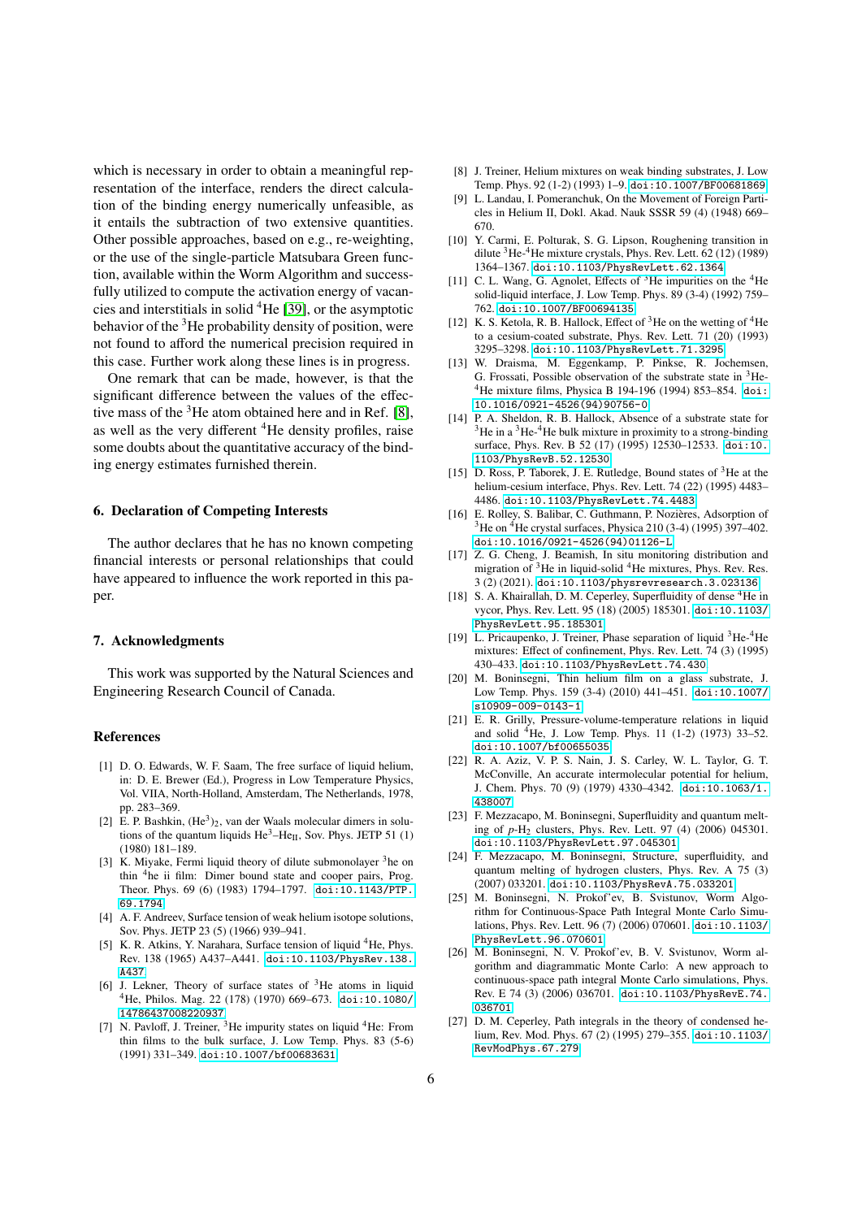which is necessary in order to obtain a meaningful representation of the interface, renders the direct calculation of the binding energy numerically unfeasible, as it entails the subtraction of two extensive quantities. Other possible approaches, based on e.g., re-weighting, or the use of the single-particle Matsubara Green function, available within the Worm Algorithm and successfully utilized to compute the activation energy of vacancies and interstitials in solid $^4$He [39], or the asymptotic behavior of the $^3$He probability density of position, were not found to afford the numerical precision required in this case. Further work along these lines is in progress.

One remark that can be made, however, is that the significant difference between the values of the effective mass of the $^3$He atom obtained here and in Ref. [8], as well as the very different $^4$He density profiles, raise some doubts about the quantitative accuracy of the binding energy estimates furnished therein.

## 6. Declaration of Competing Interests

The author declares that he has no known competing financial interests or personal relationships that could have appeared to influence the work reported in this paper.

## 7. Acknowledgments

This work was supported by the Natural Sciences and Engineering Research Council of Canada.

## References

[1] D. O. Edwards, W. F. Saam, The free surface of liquid helium, in: D. E. Brewer (Ed.), Progress in Low Temperature Physics, Vol. VIIA, North-Holland, Amsterdam, The Netherlands, 1978, pp. 283–369.

[2] E. P. Bashkin, (He$^3$)$_2$, van der Waals molecular dimers in solutions of the quantum liquids He$^3$–He$_{\rm II}$, Sov. Phys. JETP 51 (1) (1980) 181–189.

[3] K. Miyake, Fermi liquid theory of dilute submonolayer $^3$he on thin $^4$he ii film: Dimer bound state and cooper pairs, Prog. Theor. Phys. 69 (6) (1983) 1794–1797. doi:10.1143/PTP.69.1794

[4] A. F. Andreev, Surface tension of weak helium isotope solutions, Sov. Phys. JETP 23 (5) (1966) 939–941.

[5] K. R. Atkins, Y. Narahara, Surface tension of liquid $^4$He, Phys. Rev. 138 (1965) A437–A441. doi:10.1103/PhysRev.138.A437

[6] J. Lekner, Theory of surface states of $^3$He atoms in liquid $^4$He, Philos. Mag. 22 (178) (1970) 669–673. doi:10.1080/14786437008220937

[7] N. Pavloff, J. Treiner, $^3$He impurity states on liquid $^4$He: From thin films to the bulk surface, J. Low Temp. Phys. 83 (5-6) (1991) 331–349. doi:10.1007/bf00683631

[8] J. Treiner, Helium mixtures on weak binding substrates, J. Low Temp. Phys. 92 (1-2) (1993) 1–9. doi:10.1007/BF00681869

[9] L. Landau, I. Pomeranchuk, On the Movement of Foreign Particles in Helium II, Dokl. Akad. Nauk SSSR 59 (4) (1948) 669–670.

[10] Y. Carmi, E. Polturak, S. G. Lipson, Roughening transition in dilute $^3$He-$^4$He mixture crystals, Phys. Rev. Lett. 62 (12) (1989) 1364–1367. doi:10.1103/PhysRevLett.62.1364

[11] C. L. Wang, G. Agnolet, Effects of $^3$He impurities on the $^4$He solid-liquid interface, J. Low Temp. Phys. 89 (3-4) (1992) 759–762. doi:10.1007/BF00694135

[12] K. S. Ketola, R. B. Hallock, Effect of $^3$He on the wetting of $^4$He to a cesium-coated substrate, Phys. Rev. Lett. 71 (20) (1993) 3295–3298. doi:10.1103/PhysRevLett.71.3295

[13] W. Draisma, M. Eggenkamp, P. Pinkse, R. Jochemsen, G. Frossati, Possible observation of the substrate state in $^3$He-$^4$He mixture films, Physica B 194-196 (1994) 853–854. doi:10.1016/0921-4526(94)90756-0

[14] P. A. Sheldon, R. B. Hallock, Absence of a substrate state for $^3$He in a $^3$He-$^4$He bulk mixture in proximity to a strong-binding surface, Phys. Rev. B 52 (17) (1995) 12530–12533. doi:10.1103/PhysRevB.52.12530

[15] D. Ross, P. Taborek, J. E. Rutledge, Bound states of $^3$He at the helium-cesium interface, Phys. Rev. Lett. 74 (22) (1995) 4483–4486. doi:10.1103/PhysRevLett.74.4483

[16] E. Rolley, S. Balibar, C. Guthmann, P. Nozières, Adsorption of $^3$He on $^4$He crystal surfaces, Physica 210 (3-4) (1995) 397–402. doi:10.1016/0921-4526(94)01126-L

[17] Z. G. Cheng, J. Beamish, In situ monitoring distribution and migration of $^3$He in liquid-solid $^4$He mixtures, Phys. Rev. Res. 3 (2) (2021). doi:10.1103/physrevresearch.3.023136

[18] S. A. Khairallah, D. M. Ceperley, Superfluidity of dense $^4$He in vycor, Phys. Rev. Lett. 95 (18) (2005) 185301. doi:10.1103/PhysRevLett.95.185301

[19] L. Pricaupenko, J. Treiner, Phase separation of liquid $^3$He-$^4$He mixtures: Effect of confinement, Phys. Rev. Lett. 74 (3) (1995) 430–433. doi:10.1103/PhysRevLett.74.430

[20] M. Boninsegni, Thin helium film on a glass substrate, J. Low Temp. Phys. 159 (3-4) (2010) 441–451. doi:10.1007/s10909-009-0143-1

[21] E. R. Grilly, Pressure-volume-temperature relations in liquid and solid $^4$He, J. Low Temp. Phys. 11 (1-2) (1973) 33–52. doi:10.1007/bf00655035

[22] R. A. Aziz, V. P. S. Nain, J. S. Carley, W. L. Taylor, G. T. McConville, An accurate intermolecular potential for helium, J. Chem. Phys. 70 (9) (1979) 4330–4342. doi:10.1063/1.438007

[23] F. Mezzacapo, M. Boninsegni, Superfluidity and quantum melting of *p*-H$_2$ clusters, Phys. Rev. Lett. 97 (4) (2006) 045301. doi:10.1103/PhysRevLett.97.045301

[24] F. Mezzacapo, M. Boninsegni, Structure, superfluidity, and quantum melting of hydrogen clusters, Phys. Rev. A 75 (3) (2007) 033201. doi:10.1103/PhysRevA.75.033201

[25] M. Boninsegni, N. Prokof'ev, B. Svistunov, Worm Algorithm for Continuous-Space Path Integral Monte Carlo Simulations, Phys. Rev. Lett. 96 (7) (2006) 070601. doi:10.1103/PhysRevLett.96.070601

[26] M. Boninsegni, N. V. Prokof'ev, B. V. Svistunov, Worm algorithm and diagrammatic Monte Carlo: A new approach to continuous-space path integral Monte Carlo simulations, Phys. Rev. E 74 (3) (2006) 036701. doi:10.1103/PhysRevE.74.036701

[27] D. M. Ceperley, Path integrals in the theory of condensed helium, Rev. Mod. Phys. 67 (2) (1995) 279–355. doi:10.1103/RevModPhys.67.279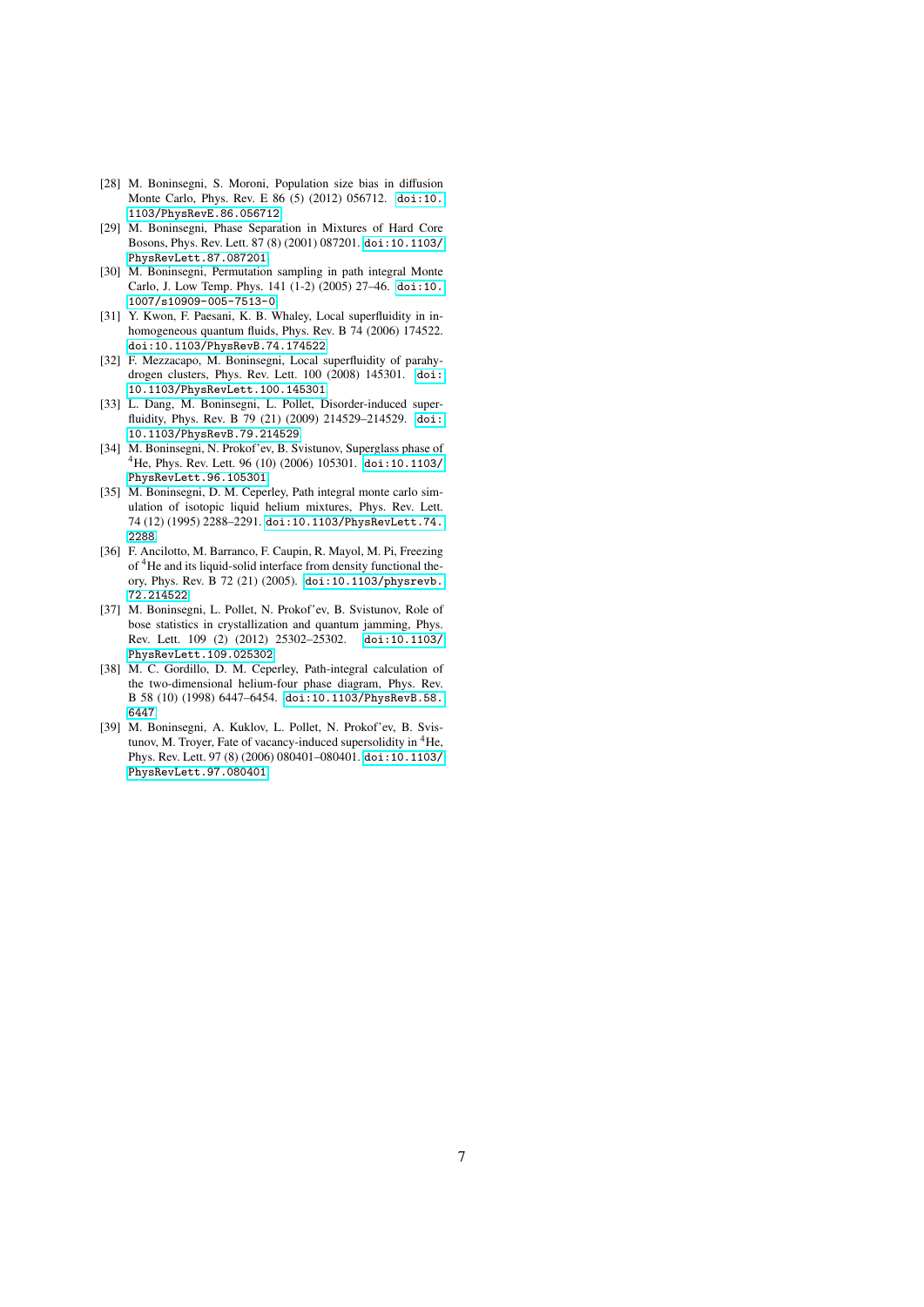[28] M. Boninsegni, S. Moroni, Population size bias in diffusion Monte Carlo, Phys. Rev. E 86 (5) (2012) 056712. doi:10.1103/PhysRevE.86.056712

[29] M. Boninsegni, Phase Separation in Mixtures of Hard Core Bosons, Phys. Rev. Lett. 87 (8) (2001) 087201. doi:10.1103/PhysRevLett.87.087201

[30] M. Boninsegni, Permutation sampling in path integral Monte Carlo, J. Low Temp. Phys. 141 (1-2) (2005) 27–46. doi:10.1007/s10909-005-7513-0

[31] Y. Kwon, F. Paesani, K. B. Whaley, Local superfluidity in inhomogeneous quantum fluids, Phys. Rev. B 74 (2006) 174522. doi:10.1103/PhysRevB.74.174522

[32] F. Mezzacapo, M. Boninsegni, Local superfluidity of parahydrogen clusters, Phys. Rev. Lett. 100 (2008) 145301. doi:10.1103/PhysRevLett.100.145301

[33] L. Dang, M. Boninsegni, L. Pollet, Disorder-induced superfluidity, Phys. Rev. B 79 (21) (2009) 214529–214529. doi:10.1103/PhysRevB.79.214529

[34] M. Boninsegni, N. Prokof'ev, B. Svistunov, Superglass phase of $^4$He, Phys. Rev. Lett. 96 (10) (2006) 105301. doi:10.1103/PhysRevLett.96.105301

[35] M. Boninsegni, D. M. Ceperley, Path integral monte carlo simulation of isotopic liquid helium mixtures, Phys. Rev. Lett. 74 (12) (1995) 2288–2291. doi:10.1103/PhysRevLett.74.2288

[36] F. Ancilotto, M. Barranco, F. Caupin, R. Mayol, M. Pi, Freezing of $^4$He and its liquid-solid interface from density functional theory, Phys. Rev. B 72 (21) (2005). doi:10.1103/physrevb.72.214522

[37] M. Boninsegni, L. Pollet, N. Prokof'ev, B. Svistunov, Role of bose statistics in crystallization and quantum jamming, Phys. Rev. Lett. 109 (2) (2012) 25302–25302. doi:10.1103/PhysRevLett.109.025302

[38] M. C. Gordillo, D. M. Ceperley, Path-integral calculation of the two-dimensional helium-four phase diagram, Phys. Rev. B 58 (10) (1998) 6447–6454. doi:10.1103/PhysRevB.58.6447

[39] M. Boninsegni, A. Kuklov, L. Pollet, N. Prokof'ev, B. Svistunov, M. Troyer, Fate of vacancy-induced supersolidity in $^4$He, Phys. Rev. Lett. 97 (8) (2006) 080401–080401. doi:10.1103/PhysRevLett.97.080401